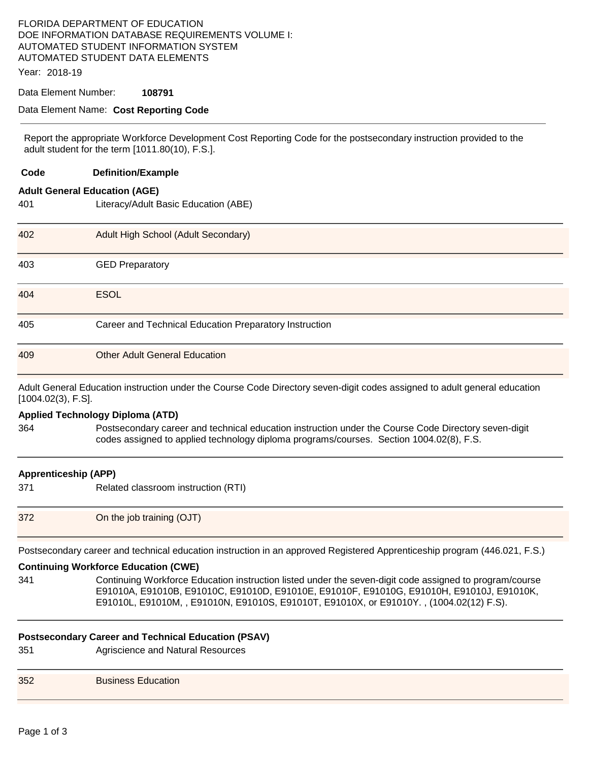FLORIDA DEPARTMENT OF EDUCATION
DOE INFORMATION DATABASE REQUIREMENTS VOLUME I:
AUTOMATED STUDENT INFORMATION SYSTEM
AUTOMATED STUDENT DATA ELEMENTS

Year: 2018-19

Data Element Number: **108791**

Data Element Name: **Cost Reporting Code**

---

Report the appropriate Workforce Development Cost Reporting Code for the postsecondary instruction provided to the adult student for the term [1011.80(10), F.S.].

| Code | Definition/Example |
|---|---|

**Adult General Education (AGE)**

| Code | Definition/Example |
|---|---|
| 401 | Literacy/Adult Basic Education (ABE) |
| 402 | Adult High School (Adult Secondary) |
| 403 | GED Preparatory |
| 404 | ESOL |
| 405 | Career and Technical Education Preparatory Instruction |
| 409 | Other Adult General Education |

Adult General Education instruction under the Course Code Directory seven-digit codes assigned to adult general education [1004.02(3), F.S].

**Applied Technology Diploma (ATD)**

| Code | Definition/Example |
|---|---|
| 364 | Postsecondary career and technical education instruction under the Course Code Directory seven-digit codes assigned to applied technology diploma programs/courses. Section 1004.02(8), F.S. |

**Apprenticeship (APP)**

| Code | Definition/Example |
|---|---|
| 371 | Related classroom instruction (RTI) |
| 372 | On the job training (OJT) |

Postsecondary career and technical education instruction in an approved Registered Apprenticeship program (446.021, F.S.)

**Continuing Workforce Education (CWE)**

| Code | Definition/Example |
|---|---|
| 341 | Continuing Workforce Education instruction listed under the seven-digit code assigned to program/course E91010A, E91010B, E91010C, E91010D, E91010E, E91010F, E91010G, E91010H, E91010J, E91010K, E91010L, E91010M, , E91010N, E91010S, E91010T, E91010X, or E91010Y. , (1004.02(12) F.S). |

**Postsecondary Career and Technical Education (PSAV)**

| Code | Definition/Example |
|---|---|
| 351 | Agriscience and Natural Resources |
| 352 | Business Education |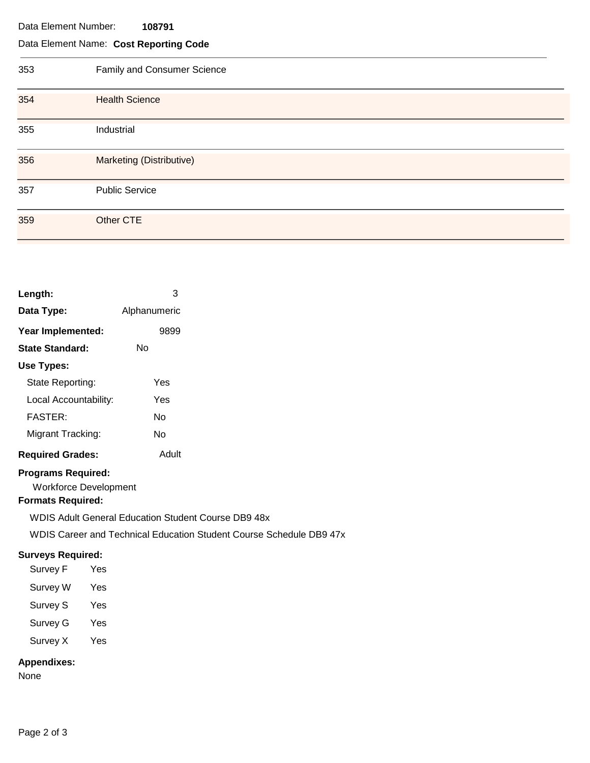Data Element Number: **108791**

Data Element Name: **Cost Reporting Code**

| | |
|---|---|
| 353 | Family and Consumer Science |
| 354 | Health Science |
| 355 | Industrial |
| 356 | Marketing (Distributive) |
| 357 | Public Service |
| 359 | Other CTE |

**Length:** 3

**Data Type:** Alphanumeric

**Year Implemented:** 9899

**State Standard:** No

**Use Types:**

- State Reporting: Yes
- Local Accountability: Yes
- FASTER: No
- Migrant Tracking: No

**Required Grades:** Adult

**Programs Required:**

Workforce Development

**Formats Required:**

WDIS Adult General Education Student Course DB9 48x

WDIS Career and Technical Education Student Course Schedule DB9 47x

**Surveys Required:**

- Survey F Yes
- Survey W Yes
- Survey S Yes
- Survey G Yes
- Survey X Yes

**Appendixes:**

None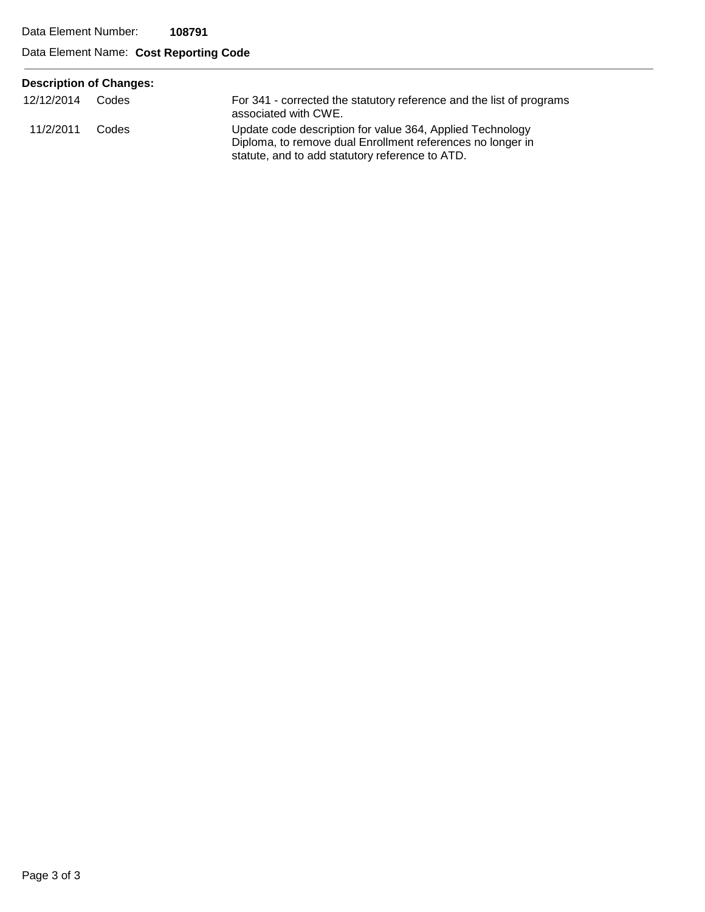Data Element Number: **108791**

Data Element Name: **Cost Reporting Code**

---

**Description of Changes:**

| | | |
|---|---|---|
| 12/12/2014 | Codes | For 341 - corrected the statutory reference and the list of programs associated with CWE. |
| 11/2/2011 | Codes | Update code description for value 364, Applied Technology Diploma, to remove dual Enrollment references no longer in statute, and to add statutory reference to ATD. |